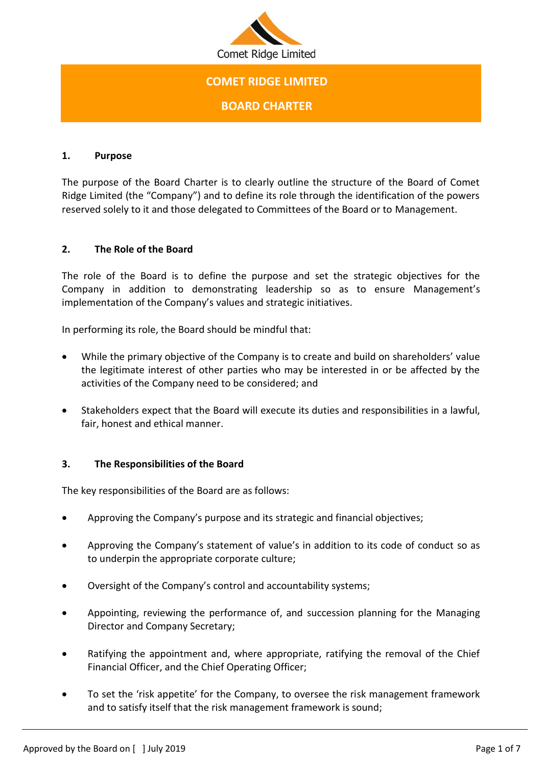Comet Ridge Limited

# COMET RIDGE LIMITED

# BOARD CHARTER

## 1. Purpose

The purpose of the Board Charter is to clearly outline the structure of the Board of Comet Ridge Limited (the "Company") and to define its role through the identification of the powers reserved solely to it and those delegated to Committees of the Board or to Management.

## 2. The Role of the Board

The role of the Board is to define the purpose and set the strategic objectives for the Company in addition to demonstrating leadership so as to ensure Management's implementation of the Company's values and strategic initiatives.

In performing its role, the Board should be mindful that:

- While the primary objective of the Company is to create and build on shareholders' value the legitimate interest of other parties who may be interested in or be affected by the activities of the Company need to be considered; and
- Stakeholders expect that the Board will execute its duties and responsibilities in a lawful, fair, honest and ethical manner.

## 3. The Responsibilities of the Board

The key responsibilities of the Board are as follows:

- Approving the Company's purpose and its strategic and financial objectives;
- Approving the Company's statement of value's in addition to its code of conduct so as to underpin the appropriate corporate culture;
- Oversight of the Company's control and accountability systems;
- Appointing, reviewing the performance of, and succession planning for the Managing Director and Company Secretary;
- Ratifying the appointment and, where appropriate, ratifying the removal of the Chief Financial Officer, and the Chief Operating Officer;
- To set the 'risk appetite' for the Company, to oversee the risk management framework and to satisfy itself that the risk management framework is sound;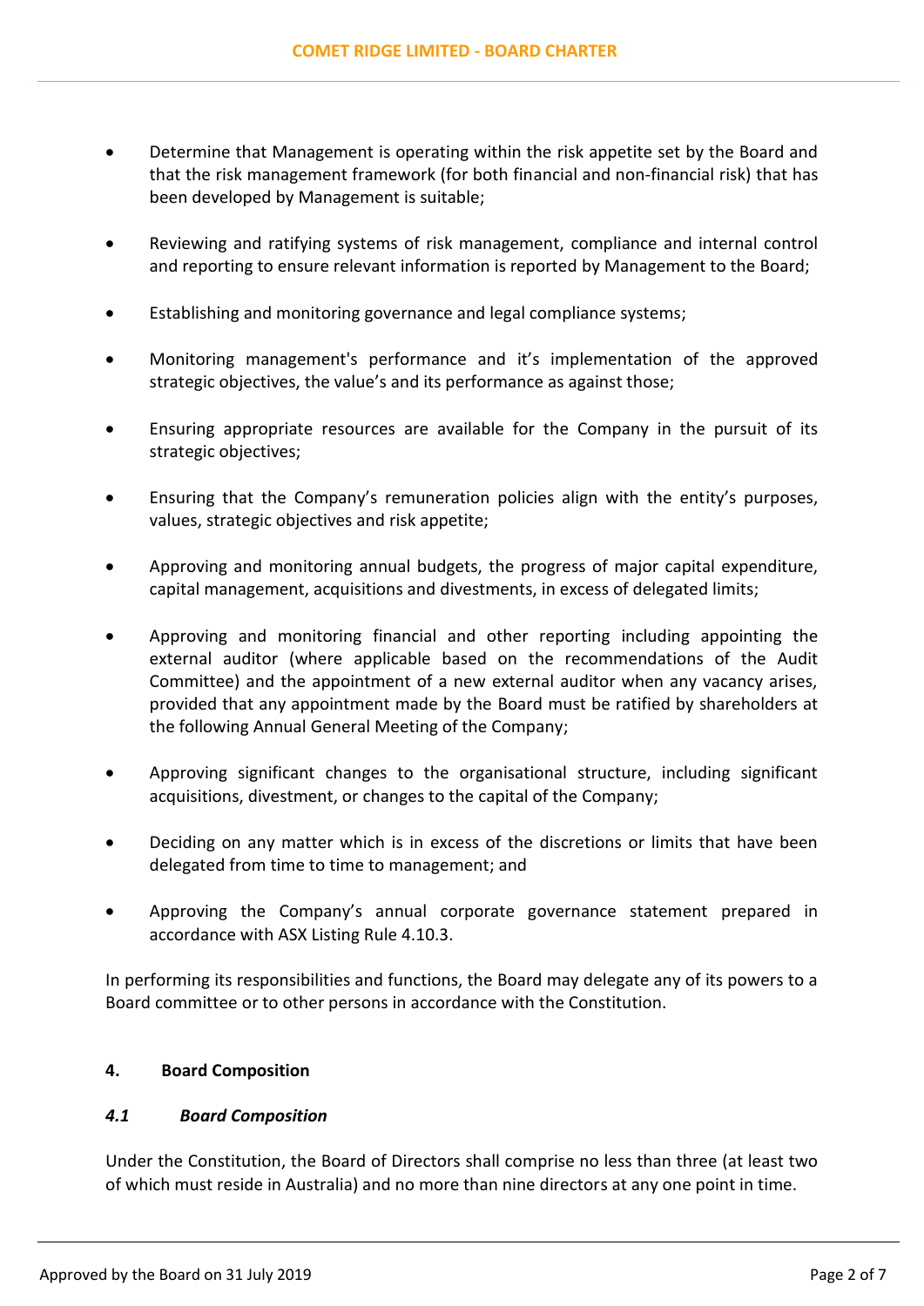- Determine that Management is operating within the risk appetite set by the Board and that the risk management framework (for both financial and non-financial risk) that has been developed by Management is suitable;
- Reviewing and ratifying systems of risk management, compliance and internal control and reporting to ensure relevant information is reported by Management to the Board;
- Establishing and monitoring governance and legal compliance systems;
- Monitoring management's performance and it's implementation of the approved strategic objectives, the value's and its performance as against those;
- Ensuring appropriate resources are available for the Company in the pursuit of its strategic objectives;
- Ensuring that the Company's remuneration policies align with the entity's purposes, values, strategic objectives and risk appetite;
- Approving and monitoring annual budgets, the progress of major capital expenditure, capital management, acquisitions and divestments, in excess of delegated limits;
- Approving and monitoring financial and other reporting including appointing the external auditor (where applicable based on the recommendations of the Audit Committee) and the appointment of a new external auditor when any vacancy arises, provided that any appointment made by the Board must be ratified by shareholders at the following Annual General Meeting of the Company;
- Approving significant changes to the organisational structure, including significant acquisitions, divestment, or changes to the capital of the Company;
- Deciding on any matter which is in excess of the discretions or limits that have been delegated from time to time to management; and
- Approving the Company's annual corporate governance statement prepared in accordance with ASX Listing Rule 4.10.3.

In performing its responsibilities and functions, the Board may delegate any of its powers to a Board committee or to other persons in accordance with the Constitution.

## 4. Board Composition

### *4.1 Board Composition*

Under the Constitution, the Board of Directors shall comprise no less than three (at least two of which must reside in Australia) and no more than nine directors at any one point in time.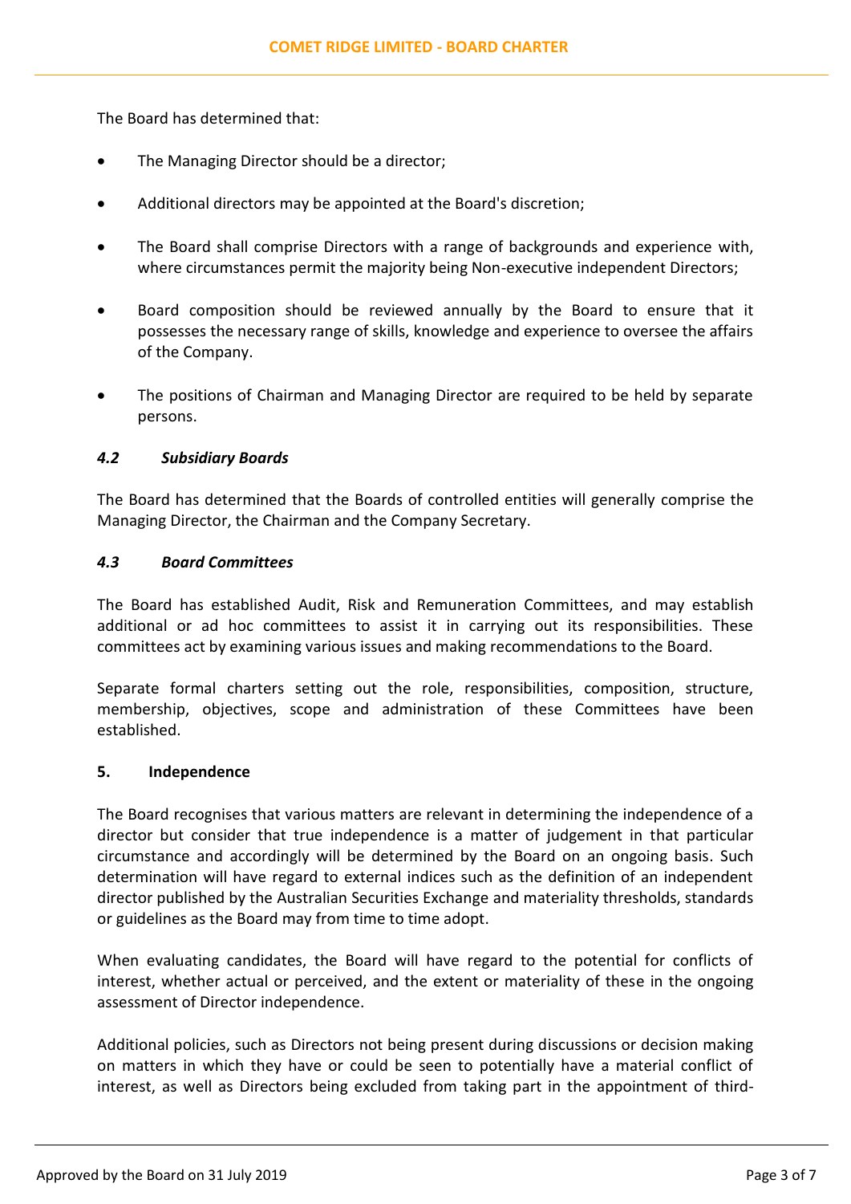The Board has determined that:

- The Managing Director should be a director;
- Additional directors may be appointed at the Board's discretion;
- The Board shall comprise Directors with a range of backgrounds and experience with, where circumstances permit the majority being Non-executive independent Directors;
- Board composition should be reviewed annually by the Board to ensure that it possesses the necessary range of skills, knowledge and experience to oversee the affairs of the Company.
- The positions of Chairman and Managing Director are required to be held by separate persons.

### *4.2 Subsidiary Boards*

The Board has determined that the Boards of controlled entities will generally comprise the Managing Director, the Chairman and the Company Secretary.

### *4.3 Board Committees*

The Board has established Audit, Risk and Remuneration Committees, and may establish additional or ad hoc committees to assist it in carrying out its responsibilities. These committees act by examining various issues and making recommendations to the Board.

Separate formal charters setting out the role, responsibilities, composition, structure, membership, objectives, scope and administration of these Committees have been established.

## 5. Independence

The Board recognises that various matters are relevant in determining the independence of a director but consider that true independence is a matter of judgement in that particular circumstance and accordingly will be determined by the Board on an ongoing basis. Such determination will have regard to external indices such as the definition of an independent director published by the Australian Securities Exchange and materiality thresholds, standards or guidelines as the Board may from time to time adopt.

When evaluating candidates, the Board will have regard to the potential for conflicts of interest, whether actual or perceived, and the extent or materiality of these in the ongoing assessment of Director independence.

Additional policies, such as Directors not being present during discussions or decision making on matters in which they have or could be seen to potentially have a material conflict of interest, as well as Directors being excluded from taking part in the appointment of third-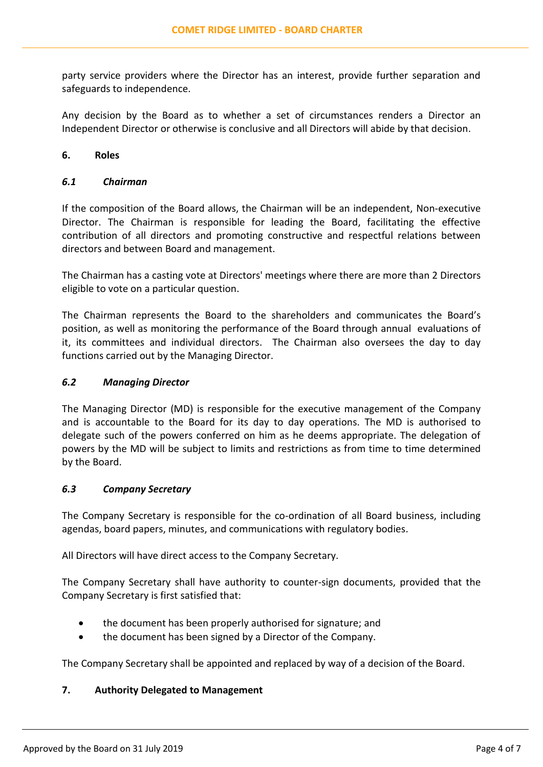party service providers where the Director has an interest, provide further separation and safeguards to independence.

Any decision by the Board as to whether a set of circumstances renders a Director an Independent Director or otherwise is conclusive and all Directors will abide by that decision.

## 6. Roles

### *6.1 Chairman*

If the composition of the Board allows, the Chairman will be an independent, Non-executive Director. The Chairman is responsible for leading the Board, facilitating the effective contribution of all directors and promoting constructive and respectful relations between directors and between Board and management.

The Chairman has a casting vote at Directors' meetings where there are more than 2 Directors eligible to vote on a particular question.

The Chairman represents the Board to the shareholders and communicates the Board's position, as well as monitoring the performance of the Board through annual evaluations of it, its committees and individual directors. The Chairman also oversees the day to day functions carried out by the Managing Director.

### *6.2 Managing Director*

The Managing Director (MD) is responsible for the executive management of the Company and is accountable to the Board for its day to day operations. The MD is authorised to delegate such of the powers conferred on him as he deems appropriate. The delegation of powers by the MD will be subject to limits and restrictions as from time to time determined by the Board.

### *6.3 Company Secretary*

The Company Secretary is responsible for the co-ordination of all Board business, including agendas, board papers, minutes, and communications with regulatory bodies.

All Directors will have direct access to the Company Secretary.

The Company Secretary shall have authority to counter-sign documents, provided that the Company Secretary is first satisfied that:

- the document has been properly authorised for signature; and
- the document has been signed by a Director of the Company.

The Company Secretary shall be appointed and replaced by way of a decision of the Board.

## 7. Authority Delegated to Management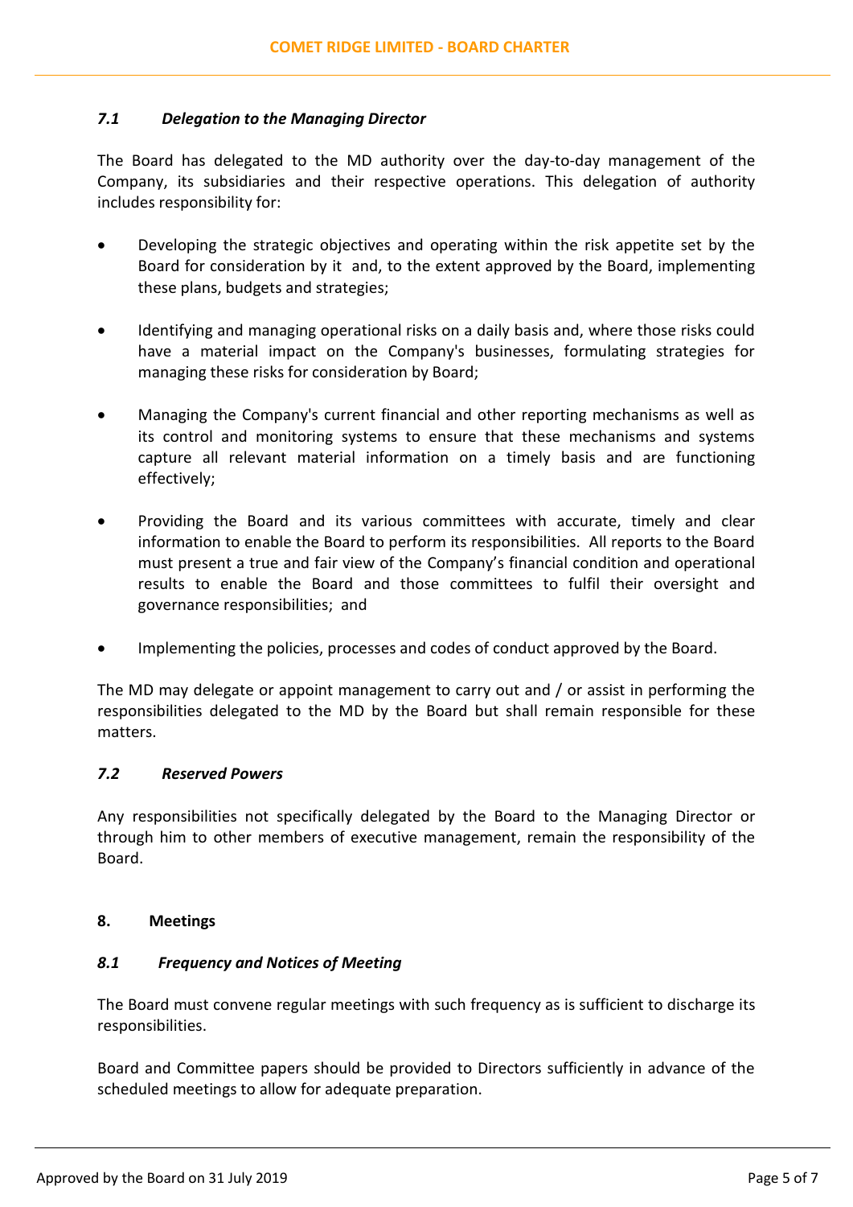### *7.1 Delegation to the Managing Director*

The Board has delegated to the MD authority over the day-to-day management of the Company, its subsidiaries and their respective operations. This delegation of authority includes responsibility for:

- Developing the strategic objectives and operating within the risk appetite set by the Board for consideration by it and, to the extent approved by the Board, implementing these plans, budgets and strategies;
- Identifying and managing operational risks on a daily basis and, where those risks could have a material impact on the Company's businesses, formulating strategies for managing these risks for consideration by Board;
- Managing the Company's current financial and other reporting mechanisms as well as its control and monitoring systems to ensure that these mechanisms and systems capture all relevant material information on a timely basis and are functioning effectively;
- Providing the Board and its various committees with accurate, timely and clear information to enable the Board to perform its responsibilities. All reports to the Board must present a true and fair view of the Company's financial condition and operational results to enable the Board and those committees to fulfil their oversight and governance responsibilities; and
- Implementing the policies, processes and codes of conduct approved by the Board.

The MD may delegate or appoint management to carry out and / or assist in performing the responsibilities delegated to the MD by the Board but shall remain responsible for these matters.

### *7.2 Reserved Powers*

Any responsibilities not specifically delegated by the Board to the Managing Director or through him to other members of executive management, remain the responsibility of the Board.

## 8. Meetings

### *8.1 Frequency and Notices of Meeting*

The Board must convene regular meetings with such frequency as is sufficient to discharge its responsibilities.

Board and Committee papers should be provided to Directors sufficiently in advance of the scheduled meetings to allow for adequate preparation.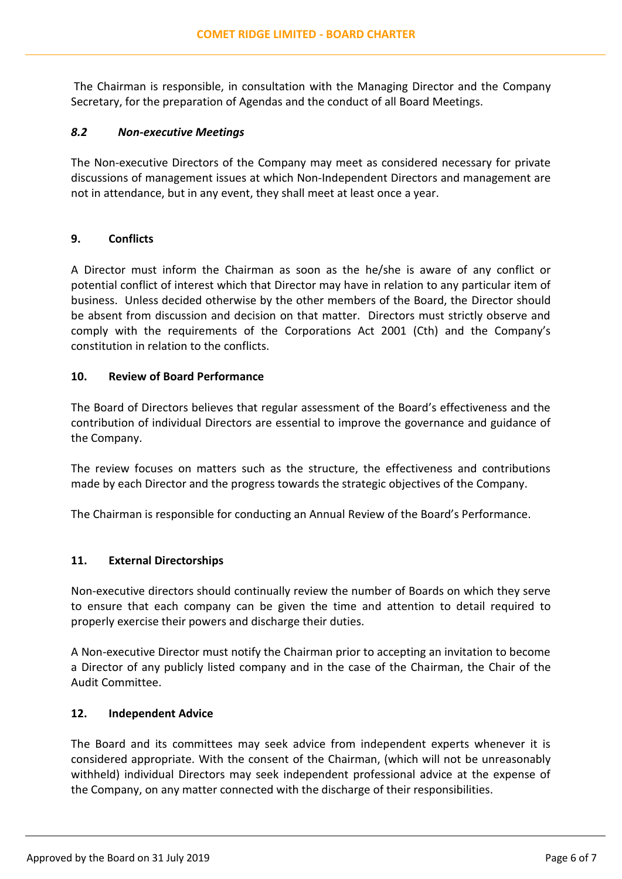The Chairman is responsible, in consultation with the Managing Director and the Company Secretary, for the preparation of Agendas and the conduct of all Board Meetings.

### *8.2 Non-executive Meetings*

The Non-executive Directors of the Company may meet as considered necessary for private discussions of management issues at which Non-Independent Directors and management are not in attendance, but in any event, they shall meet at least once a year.

## 9. Conflicts

A Director must inform the Chairman as soon as the he/she is aware of any conflict or potential conflict of interest which that Director may have in relation to any particular item of business. Unless decided otherwise by the other members of the Board, the Director should be absent from discussion and decision on that matter. Directors must strictly observe and comply with the requirements of the Corporations Act 2001 (Cth) and the Company's constitution in relation to the conflicts.

## 10. Review of Board Performance

The Board of Directors believes that regular assessment of the Board's effectiveness and the contribution of individual Directors are essential to improve the governance and guidance of the Company.

The review focuses on matters such as the structure, the effectiveness and contributions made by each Director and the progress towards the strategic objectives of the Company.

The Chairman is responsible for conducting an Annual Review of the Board's Performance.

## 11. External Directorships

Non-executive directors should continually review the number of Boards on which they serve to ensure that each company can be given the time and attention to detail required to properly exercise their powers and discharge their duties.

A Non-executive Director must notify the Chairman prior to accepting an invitation to become a Director of any publicly listed company and in the case of the Chairman, the Chair of the Audit Committee.

## 12. Independent Advice

The Board and its committees may seek advice from independent experts whenever it is considered appropriate. With the consent of the Chairman, (which will not be unreasonably withheld) individual Directors may seek independent professional advice at the expense of the Company, on any matter connected with the discharge of their responsibilities.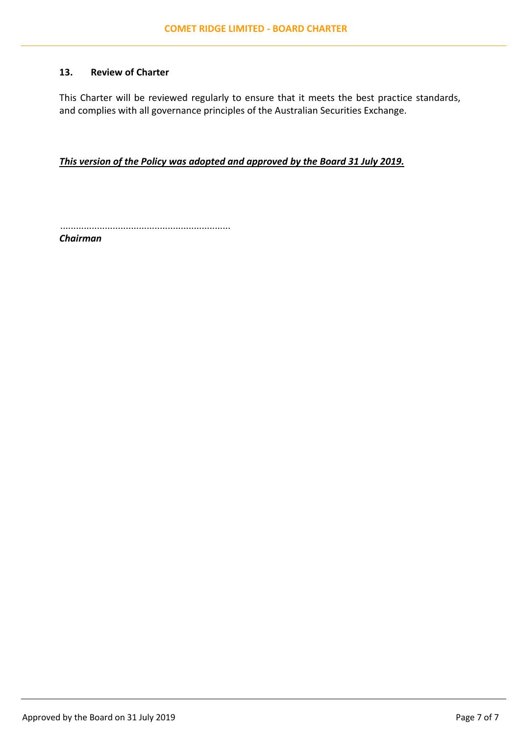## 13. Review of Charter

This Charter will be reviewed regularly to ensure that it meets the best practice standards, and complies with all governance principles of the Australian Securities Exchange.

***This version of the Policy was adopted and approved by the Board 31 July 2019.***

................................................................

***Chairman***